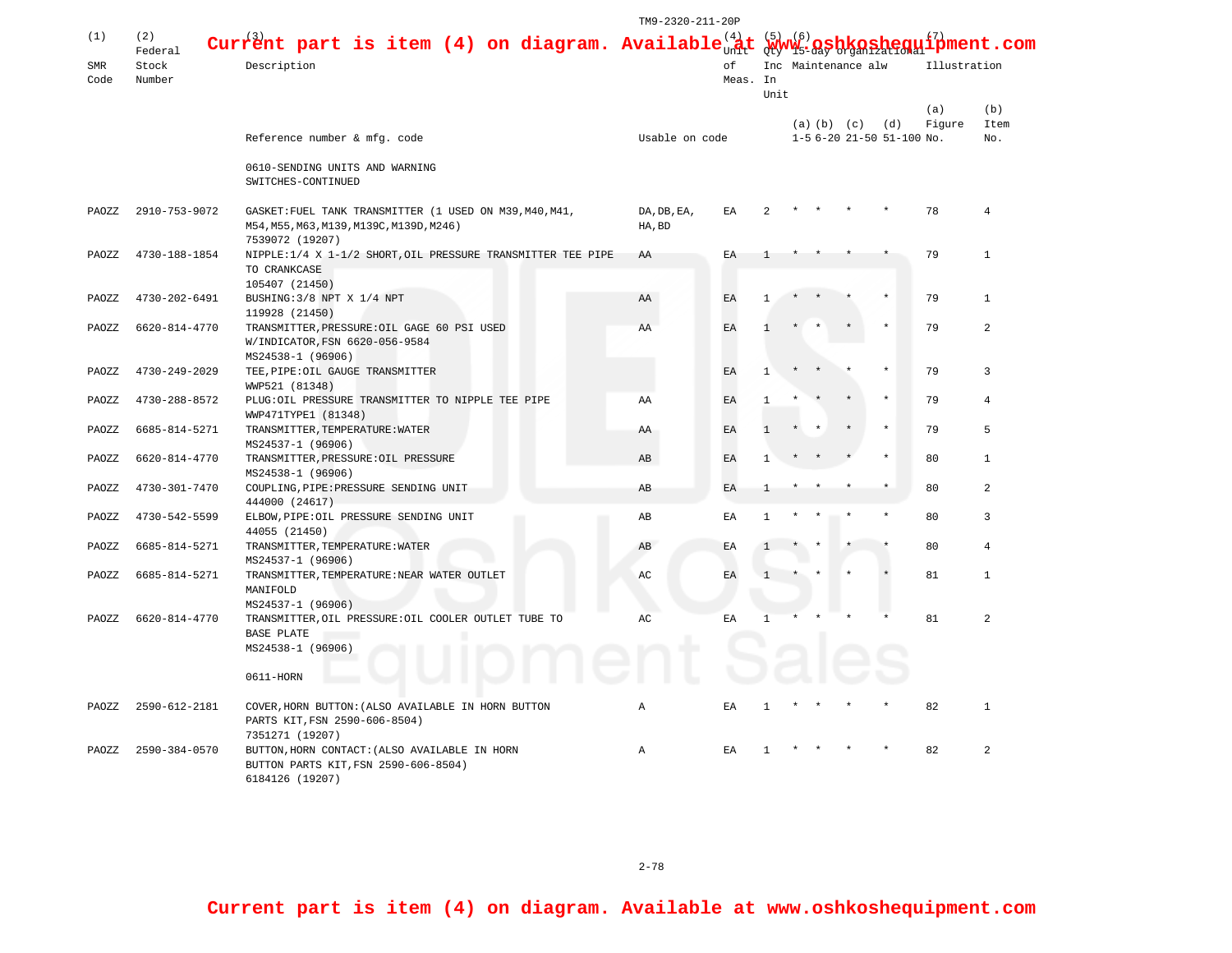Current part is item (4) on diagram. Available at www.oshkoshequipment.com

| (1) SMR Code | (2) Federal Stock Number | (3) Description / Reference number & mfg. code | Usable on code | (4) Unit of Meas. | (5) Qty Inc In Unit | (6) 15-day Organizational Maintenance alw (a) 1-5 | (b) 6-20 | (c) 21-50 | (d) 51-100 | (7) Illustration (a) Figure No. | (b) Item No. |
|---|---|---|---|---|---|---|---|---|---|---|---|
| | | 0610-SENDING UNITS AND WARNING SWITCHES-CONTINUED | | | | | | | | | |
| PAOZZ | 2910-753-9072 | GASKET:FUEL TANK TRANSMITTER (1 USED ON M39,M40,M41, M54,M55,M63,M139,M139C,M139D,M246) 7539072 (19207) | DA,DB,EA, HA,BD | EA | 2 | * | * | * | * | 78 | 4 |
| PAOZZ | 4730-188-1854 | NIPPLE:1/4 X 1-1/2 SHORT,OIL PRESSURE TRANSMITTER TEE PIPE TO CRANKCASE 105407 (21450) | AA | EA | 1 | * | * | * | * | 79 | 1 |
| PAOZZ | 4730-202-6491 | BUSHING:3/8 NPT X 1/4 NPT 119928 (21450) | AA | EA | 1 | * | * | * | * | 79 | 1 |
| PAOZZ | 6620-814-4770 | TRANSMITTER,PRESSURE:OIL GAGE 60 PSI USED W/INDICATOR,FSN 6620-056-9584 MS24538-1 (96906) | AA | EA | 1 | * | * | * | * | 79 | 2 |
| PAOZZ | 4730-249-2029 | TEE,PIPE:OIL GAUGE TRANSMITTER WWP521 (81348) | | EA | 1 | * | * | * | * | 79 | 3 |
| PAOZZ | 4730-288-8572 | PLUG:OIL PRESSURE TRANSMITTER TO NIPPLE TEE PIPE WWP471TYPE1 (81348) | AA | EA | 1 | * | * | * | * | 79 | 4 |
| PAOZZ | 6685-814-5271 | TRANSMITTER,TEMPERATURE:WATER MS24537-1 (96906) | AA | EA | 1 | * | * | * | * | 79 | 5 |
| PAOZZ | 6620-814-4770 | TRANSMITTER,PRESSURE:OIL PRESSURE MS24538-1 (96906) | AB | EA | 1 | * | * | * | * | 80 | 1 |
| PAOZZ | 4730-301-7470 | COUPLING,PIPE:PRESSURE SENDING UNIT 444000 (24617) | AB | EA | 1 | * | * | * | * | 80 | 2 |
| PAOZZ | 4730-542-5599 | ELBOW,PIPE:OIL PRESSURE SENDING UNIT 44055 (21450) | AB | EA | 1 | * | * | * | * | 80 | 3 |
| PAOZZ | 6685-814-5271 | TRANSMITTER,TEMPERATURE:WATER MS24537-1 (96906) | AB | EA | 1 | * | * | * | * | 80 | 4 |
| PAOZZ | 6685-814-5271 | TRANSMITTER,TEMPERATURE:NEAR WATER OUTLET MANIFOLD MS24537-1 (96906) | AC | EA | 1 | * | * | * | * | 81 | 1 |
| PAOZZ | 6620-814-4770 | TRANSMITTER,OIL PRESSURE:OIL COOLER OUTLET TUBE TO BASE PLATE MS24538-1 (96906) | AC | EA | 1 | * | * | * | * | 81 | 2 |
| | | 0611-HORN | | | | | | | | | |
| PAOZZ | 2590-612-2181 | COVER,HORN BUTTON:(ALSO AVAILABLE IN HORN BUTTON PARTS KIT,FSN 2590-606-8504) 7351271 (19207) | A | EA | 1 | * | * | * | * | 82 | 1 |
| PAOZZ | 2590-384-0570 | BUTTON,HORN CONTACT:(ALSO AVAILABLE IN HORN BUTTON PARTS KIT,FSN 2590-606-8504) 6184126 (19207) | A | EA | 1 | * | * | * | * | 82 | 2 |

Current part is item (4) on diagram. Available at www.oshkoshequipment.com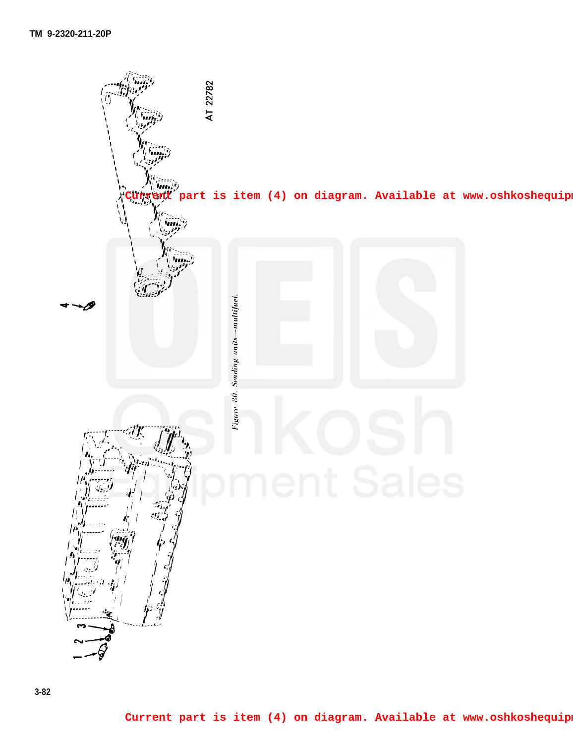Current part is item (4) on diagram. Available at www.oshkoshequipı

AT 22782

4

3

2

1

*Figure 80. Sending units—multifuel.*

Current part is item (4) on diagram. Available at www.oshkoshequipı